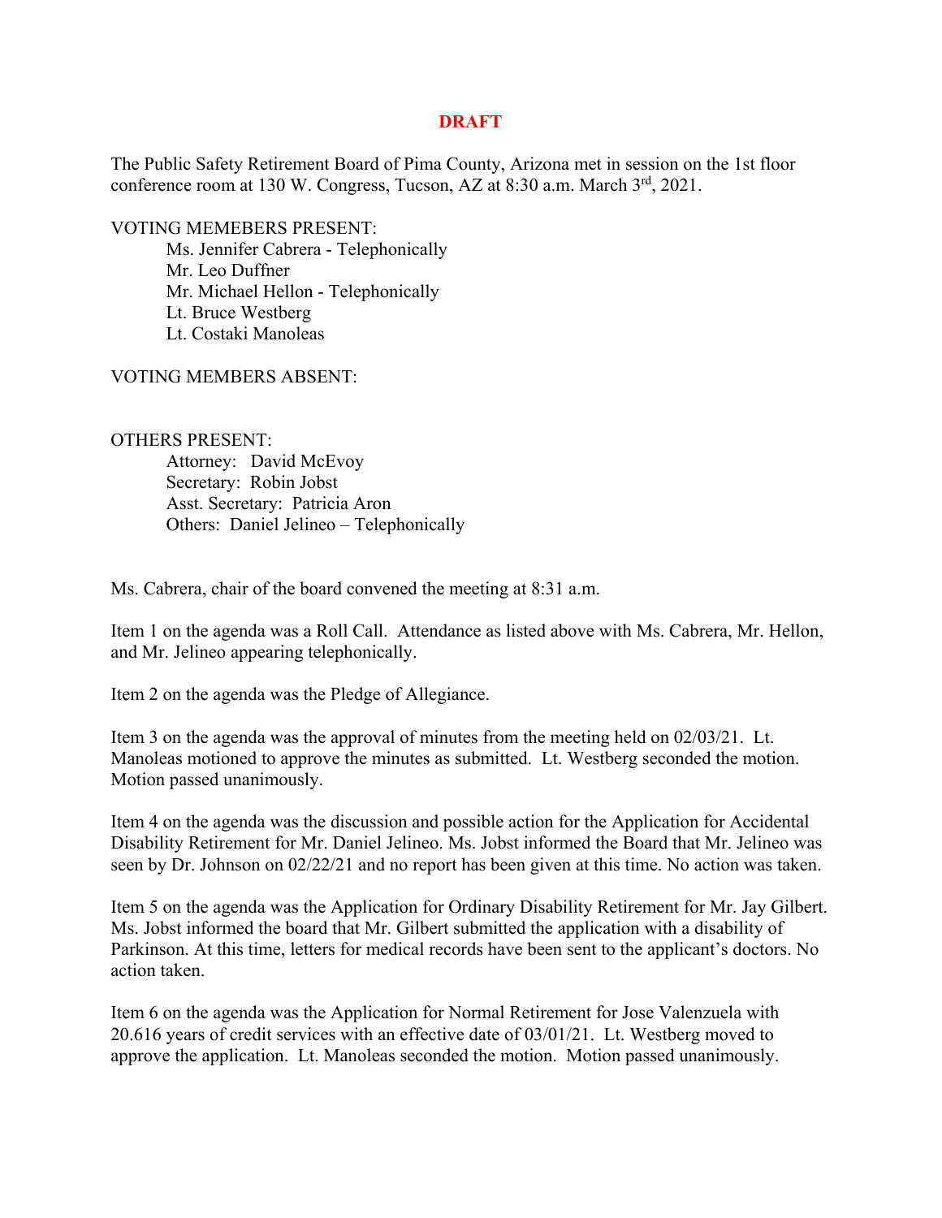**DRAFT**

The Public Safety Retirement Board of Pima County, Arizona met in session on the 1st floor conference room at 130 W. Congress, Tucson, AZ at 8:30 a.m. March 3rd, 2021.

VOTING MEMEBERS PRESENT:

- Ms. Jennifer Cabrera - Telephonically
- Mr. Leo Duffner
- Mr. Michael Hellon - Telephonically
- Lt. Bruce Westberg
- Lt. Costaki Manoleas

VOTING MEMBERS ABSENT:

OTHERS PRESENT:

- Attorney: David McEvoy
- Secretary: Robin Jobst
- Asst. Secretary: Patricia Aron
- Others: Daniel Jelineo – Telephonically

Ms. Cabrera, chair of the board convened the meeting at 8:31 a.m.

Item 1 on the agenda was a Roll Call. Attendance as listed above with Ms. Cabrera, Mr. Hellon, and Mr. Jelineo appearing telephonically.

Item 2 on the agenda was the Pledge of Allegiance.

Item 3 on the agenda was the approval of minutes from the meeting held on 02/03/21. Lt. Manoleas motioned to approve the minutes as submitted. Lt. Westberg seconded the motion. Motion passed unanimously.

Item 4 on the agenda was the discussion and possible action for the Application for Accidental Disability Retirement for Mr. Daniel Jelineo. Ms. Jobst informed the Board that Mr. Jelineo was seen by Dr. Johnson on 02/22/21 and no report has been given at this time. No action was taken.

Item 5 on the agenda was the Application for Ordinary Disability Retirement for Mr. Jay Gilbert. Ms. Jobst informed the board that Mr. Gilbert submitted the application with a disability of Parkinson. At this time, letters for medical records have been sent to the applicant's doctors. No action taken.

Item 6 on the agenda was the Application for Normal Retirement for Jose Valenzuela with 20.616 years of credit services with an effective date of 03/01/21. Lt. Westberg moved to approve the application. Lt. Manoleas seconded the motion. Motion passed unanimously.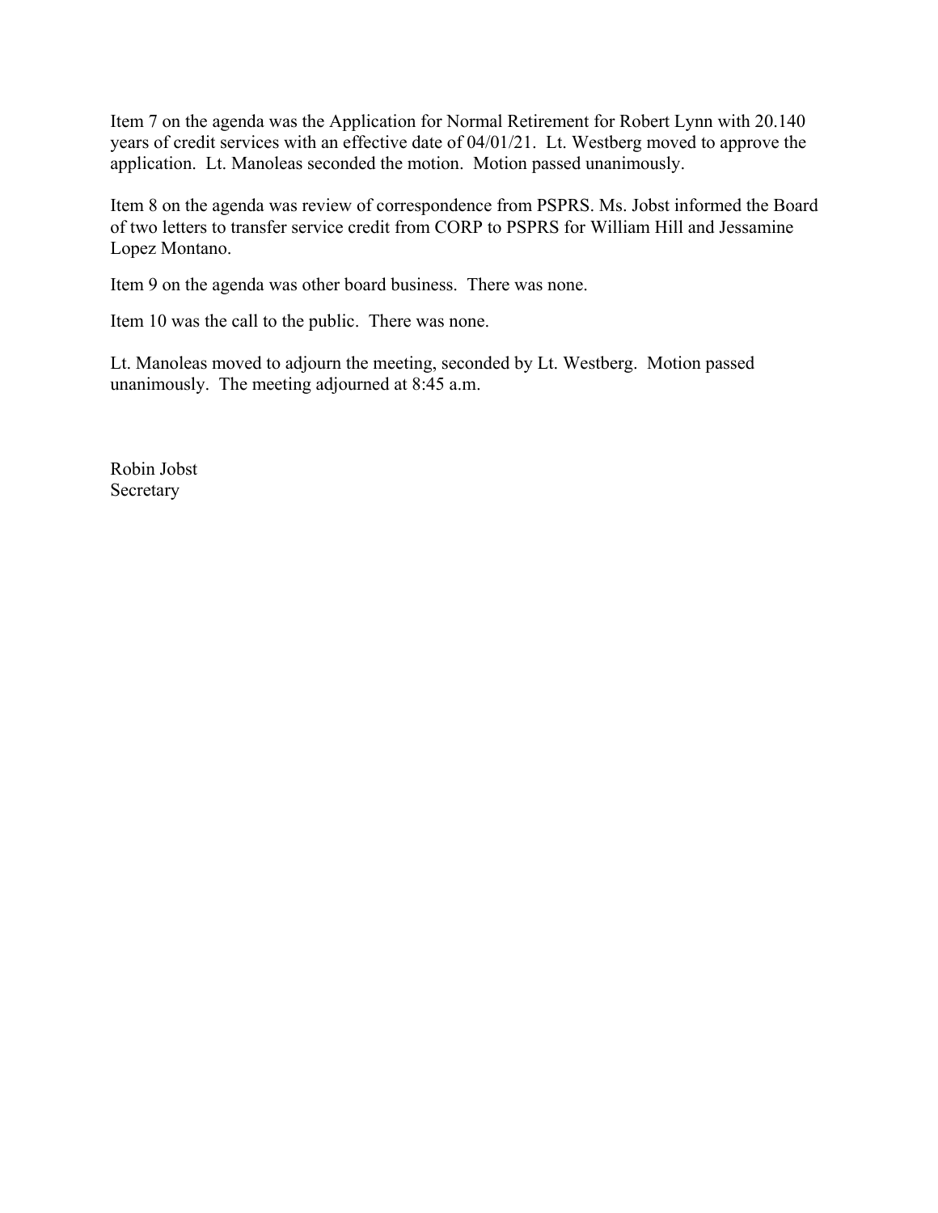Item 7 on the agenda was the Application for Normal Retirement for Robert Lynn with 20.140 years of credit services with an effective date of 04/01/21. Lt. Westberg moved to approve the application. Lt. Manoleas seconded the motion. Motion passed unanimously.

Item 8 on the agenda was review of correspondence from PSPRS. Ms. Jobst informed the Board of two letters to transfer service credit from CORP to PSPRS for William Hill and Jessamine Lopez Montano.

Item 9 on the agenda was other board business. There was none.

Item 10 was the call to the public. There was none.

Lt. Manoleas moved to adjourn the meeting, seconded by Lt. Westberg. Motion passed unanimously. The meeting adjourned at 8:45 a.m.

Robin Jobst
Secretary